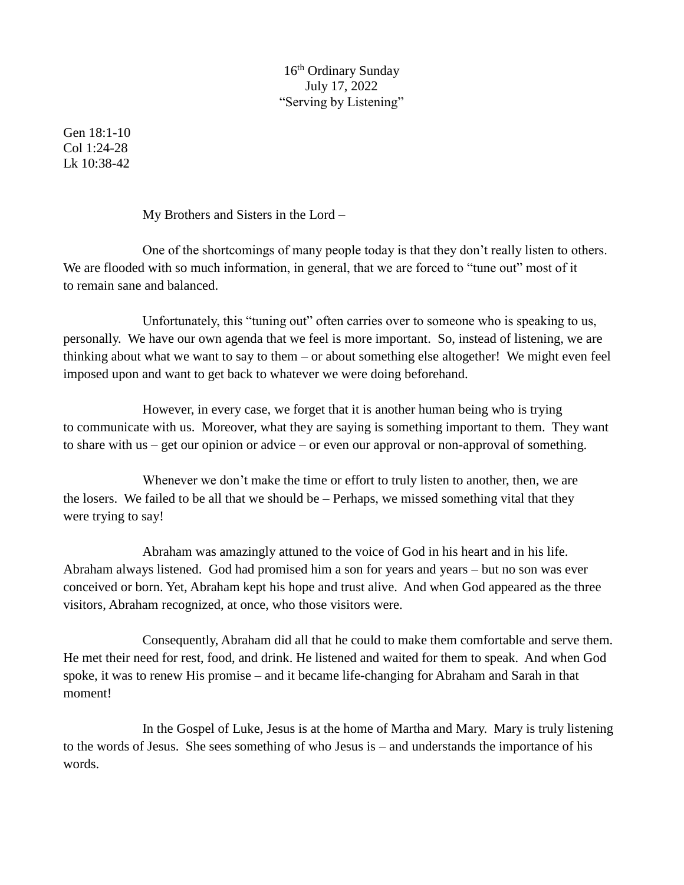16th Ordinary Sunday
July 17, 2022
"Serving by Listening"

Gen 18:1-10
Col 1:24-28
Lk 10:38-42

My Brothers and Sisters in the Lord –

One of the shortcomings of many people today is that they don't really listen to others. We are flooded with so much information, in general, that we are forced to "tune out" most of it to remain sane and balanced.

Unfortunately, this "tuning out" often carries over to someone who is speaking to us, personally. We have our own agenda that we feel is more important. So, instead of listening, we are thinking about what we want to say to them – or about something else altogether! We might even feel imposed upon and want to get back to whatever we were doing beforehand.

However, in every case, we forget that it is another human being who is trying to communicate with us. Moreover, what they are saying is something important to them. They want to share with us – get our opinion or advice – or even our approval or non-approval of something.

Whenever we don't make the time or effort to truly listen to another, then, we are the losers. We failed to be all that we should be – Perhaps, we missed something vital that they were trying to say!

Abraham was amazingly attuned to the voice of God in his heart and in his life. Abraham always listened. God had promised him a son for years and years – but no son was ever conceived or born. Yet, Abraham kept his hope and trust alive. And when God appeared as the three visitors, Abraham recognized, at once, who those visitors were.

Consequently, Abraham did all that he could to make them comfortable and serve them. He met their need for rest, food, and drink. He listened and waited for them to speak. And when God spoke, it was to renew His promise – and it became life-changing for Abraham and Sarah in that moment!

In the Gospel of Luke, Jesus is at the home of Martha and Mary. Mary is truly listening to the words of Jesus. She sees something of who Jesus is – and understands the importance of his words.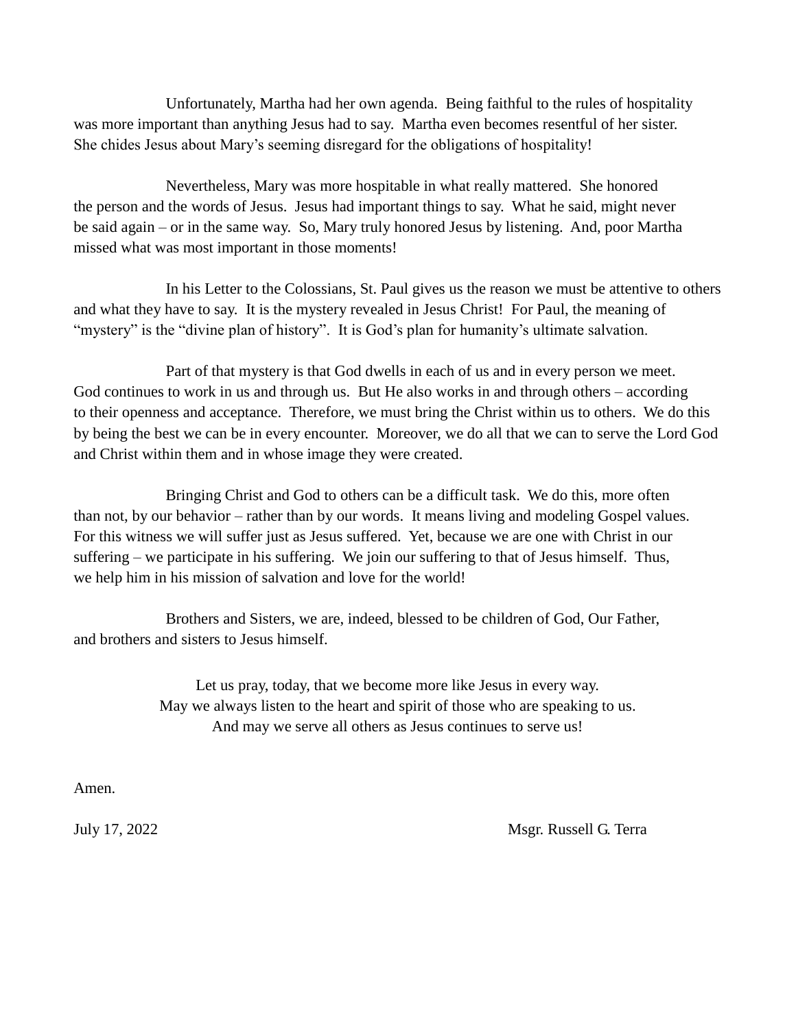Unfortunately, Martha had her own agenda. Being faithful to the rules of hospitality was more important than anything Jesus had to say. Martha even becomes resentful of her sister. She chides Jesus about Mary's seeming disregard for the obligations of hospitality!

Nevertheless, Mary was more hospitable in what really mattered. She honored the person and the words of Jesus. Jesus had important things to say. What he said, might never be said again – or in the same way. So, Mary truly honored Jesus by listening. And, poor Martha missed what was most important in those moments!

In his Letter to the Colossians, St. Paul gives us the reason we must be attentive to others and what they have to say. It is the mystery revealed in Jesus Christ! For Paul, the meaning of "mystery" is the "divine plan of history". It is God's plan for humanity's ultimate salvation.

Part of that mystery is that God dwells in each of us and in every person we meet. God continues to work in us and through us. But He also works in and through others – according to their openness and acceptance. Therefore, we must bring the Christ within us to others. We do this by being the best we can be in every encounter. Moreover, we do all that we can to serve the Lord God and Christ within them and in whose image they were created.

Bringing Christ and God to others can be a difficult task. We do this, more often than not, by our behavior – rather than by our words. It means living and modeling Gospel values. For this witness we will suffer just as Jesus suffered. Yet, because we are one with Christ in our suffering – we participate in his suffering. We join our suffering to that of Jesus himself. Thus, we help him in his mission of salvation and love for the world!

Brothers and Sisters, we are, indeed, blessed to be children of God, Our Father, and brothers and sisters to Jesus himself.

Let us pray, today, that we become more like Jesus in every way.
May we always listen to the heart and spirit of those who are speaking to us.
And may we serve all others as Jesus continues to serve us!

Amen.

July 17, 2022 Msgr. Russell G. Terra